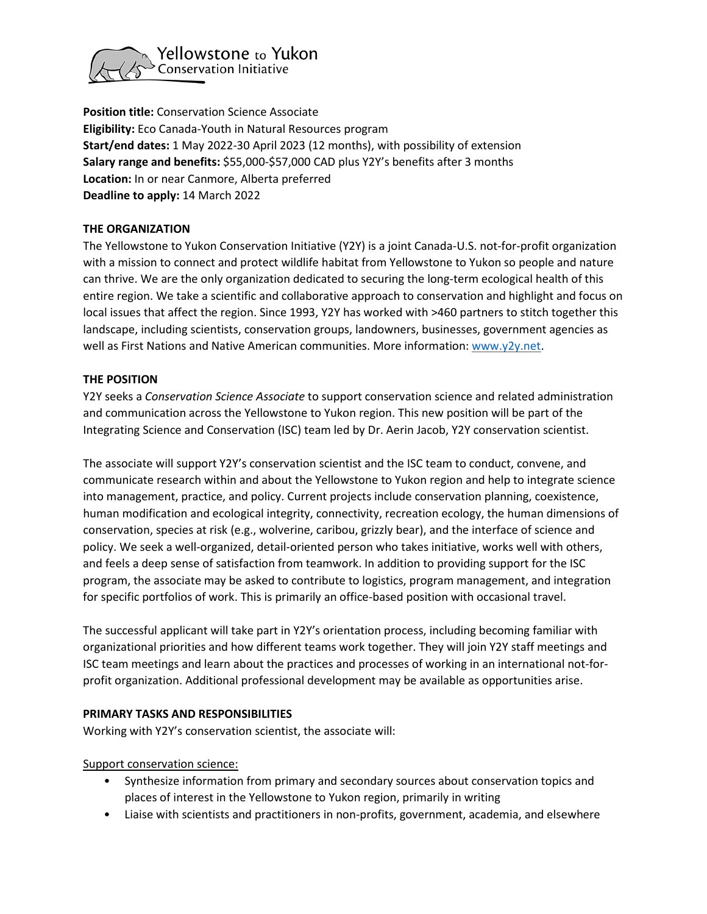Yellowstone to Yukon Conservation Initiative

**Position title:** Conservation Science Associate
**Eligibility:** Eco Canada-Youth in Natural Resources program
**Start/end dates:** 1 May 2022-30 April 2023 (12 months), with possibility of extension
**Salary range and benefits:** $55,000-$57,000 CAD plus Y2Y's benefits after 3 months
**Location:** In or near Canmore, Alberta preferred
**Deadline to apply:** 14 March 2022

## THE ORGANIZATION

The Yellowstone to Yukon Conservation Initiative (Y2Y) is a joint Canada-U.S. not-for-profit organization with a mission to connect and protect wildlife habitat from Yellowstone to Yukon so people and nature can thrive. We are the only organization dedicated to securing the long-term ecological health of this entire region. We take a scientific and collaborative approach to conservation and highlight and focus on local issues that affect the region. Since 1993, Y2Y has worked with >460 partners to stitch together this landscape, including scientists, conservation groups, landowners, businesses, government agencies as well as First Nations and Native American communities. More information: [www.y2y.net](http://www.y2y.net).

## THE POSITION

Y2Y seeks a *Conservation Science Associate* to support conservation science and related administration and communication across the Yellowstone to Yukon region. This new position will be part of the Integrating Science and Conservation (ISC) team led by Dr. Aerin Jacob, Y2Y conservation scientist.

The associate will support Y2Y's conservation scientist and the ISC team to conduct, convene, and communicate research within and about the Yellowstone to Yukon region and help to integrate science into management, practice, and policy. Current projects include conservation planning, coexistence, human modification and ecological integrity, connectivity, recreation ecology, the human dimensions of conservation, species at risk (e.g., wolverine, caribou, grizzly bear), and the interface of science and policy. We seek a well-organized, detail-oriented person who takes initiative, works well with others, and feels a deep sense of satisfaction from teamwork. In addition to providing support for the ISC program, the associate may be asked to contribute to logistics, program management, and integration for specific portfolios of work. This is primarily an office-based position with occasional travel.

The successful applicant will take part in Y2Y's orientation process, including becoming familiar with organizational priorities and how different teams work together. They will join Y2Y staff meetings and ISC team meetings and learn about the practices and processes of working in an international not-for-profit organization. Additional professional development may be available as opportunities arise.

## PRIMARY TASKS AND RESPONSIBILITIES

Working with Y2Y's conservation scientist, the associate will:

Support conservation science:

- Synthesize information from primary and secondary sources about conservation topics and places of interest in the Yellowstone to Yukon region, primarily in writing
- Liaise with scientists and practitioners in non-profits, government, academia, and elsewhere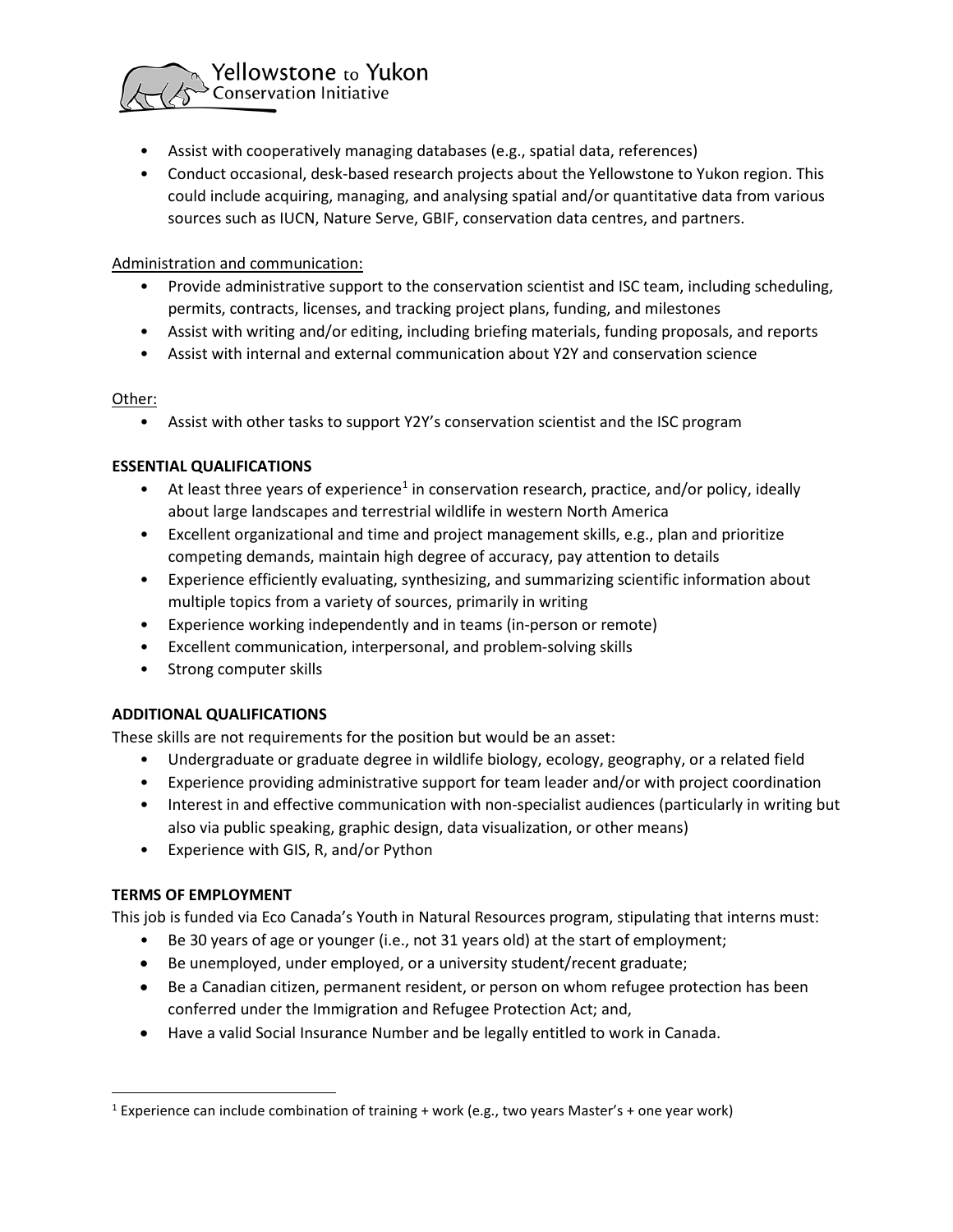- Assist with cooperatively managing databases (e.g., spatial data, references)
- Conduct occasional, desk-based research projects about the Yellowstone to Yukon region. This could include acquiring, managing, and analysing spatial and/or quantitative data from various sources such as IUCN, Nature Serve, GBIF, conservation data centres, and partners.

Administration and communication:

- Provide administrative support to the conservation scientist and ISC team, including scheduling, permits, contracts, licenses, and tracking project plans, funding, and milestones
- Assist with writing and/or editing, including briefing materials, funding proposals, and reports
- Assist with internal and external communication about Y2Y and conservation science

Other:

- Assist with other tasks to support Y2Y's conservation scientist and the ISC program

**ESSENTIAL QUALIFICATIONS**

- At least three years of experience[1] in conservation research, practice, and/or policy, ideally about large landscapes and terrestrial wildlife in western North America
- Excellent organizational and time and project management skills, e.g., plan and prioritize competing demands, maintain high degree of accuracy, pay attention to details
- Experience efficiently evaluating, synthesizing, and summarizing scientific information about multiple topics from a variety of sources, primarily in writing
- Experience working independently and in teams (in-person or remote)
- Excellent communication, interpersonal, and problem-solving skills
- Strong computer skills

**ADDITIONAL QUALIFICATIONS**

These skills are not requirements for the position but would be an asset:

- Undergraduate or graduate degree in wildlife biology, ecology, geography, or a related field
- Experience providing administrative support for team leader and/or with project coordination
- Interest in and effective communication with non-specialist audiences (particularly in writing but also via public speaking, graphic design, data visualization, or other means)
- Experience with GIS, R, and/or Python

**TERMS OF EMPLOYMENT**

This job is funded via Eco Canada's Youth in Natural Resources program, stipulating that interns must:

- Be 30 years of age or younger (i.e., not 31 years old) at the start of employment;
- Be unemployed, under employed, or a university student/recent graduate;
- Be a Canadian citizen, permanent resident, or person on whom refugee protection has been conferred under the Immigration and Refugee Protection Act; and,
- Have a valid Social Insurance Number and be legally entitled to work in Canada.

[1] Experience can include combination of training + work (e.g., two years Master's + one year work)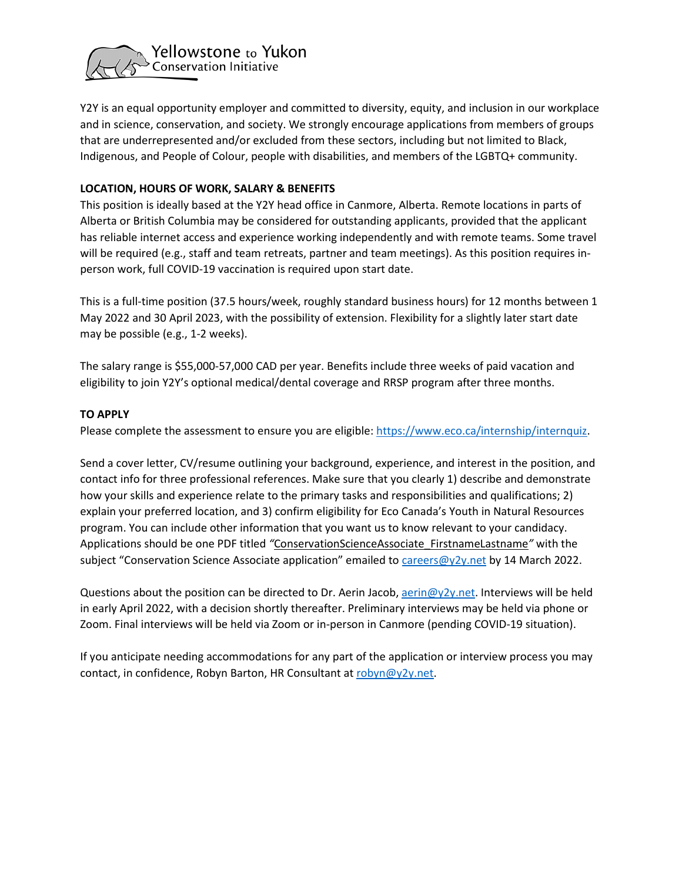Y2Y is an equal opportunity employer and committed to diversity, equity, and inclusion in our workplace and in science, conservation, and society. We strongly encourage applications from members of groups that are underrepresented and/or excluded from these sectors, including but not limited to Black, Indigenous, and People of Colour, people with disabilities, and members of the LGBTQ+ community.

**LOCATION, HOURS OF WORK, SALARY & BENEFITS**

This position is ideally based at the Y2Y head office in Canmore, Alberta. Remote locations in parts of Alberta or British Columbia may be considered for outstanding applicants, provided that the applicant has reliable internet access and experience working independently and with remote teams. Some travel will be required (e.g., staff and team retreats, partner and team meetings). As this position requires in-person work, full COVID-19 vaccination is required upon start date.

This is a full-time position (37.5 hours/week, roughly standard business hours) for 12 months between 1 May 2022 and 30 April 2023, with the possibility of extension. Flexibility for a slightly later start date may be possible (e.g., 1-2 weeks).

The salary range is $55,000-57,000 CAD per year. Benefits include three weeks of paid vacation and eligibility to join Y2Y's optional medical/dental coverage and RRSP program after three months.

**TO APPLY**

Please complete the assessment to ensure you are eligible: https://www.eco.ca/internship/internquiz.

Send a cover letter, CV/resume outlining your background, experience, and interest in the position, and contact info for three professional references. Make sure that you clearly 1) describe and demonstrate how your skills and experience relate to the primary tasks and responsibilities and qualifications; 2) explain your preferred location, and 3) confirm eligibility for Eco Canada's Youth in Natural Resources program. You can include other information that you want us to know relevant to your candidacy. Applications should be one PDF titled *"*ConservationScienceAssociate_FirstnameLastname*"* with the subject "Conservation Science Associate application" emailed to careers@y2y.net by 14 March 2022.

Questions about the position can be directed to Dr. Aerin Jacob, aerin@y2y.net. Interviews will be held in early April 2022, with a decision shortly thereafter. Preliminary interviews may be held via phone or Zoom. Final interviews will be held via Zoom or in-person in Canmore (pending COVID-19 situation).

If you anticipate needing accommodations for any part of the application or interview process you may contact, in confidence, Robyn Barton, HR Consultant at robyn@y2y.net.